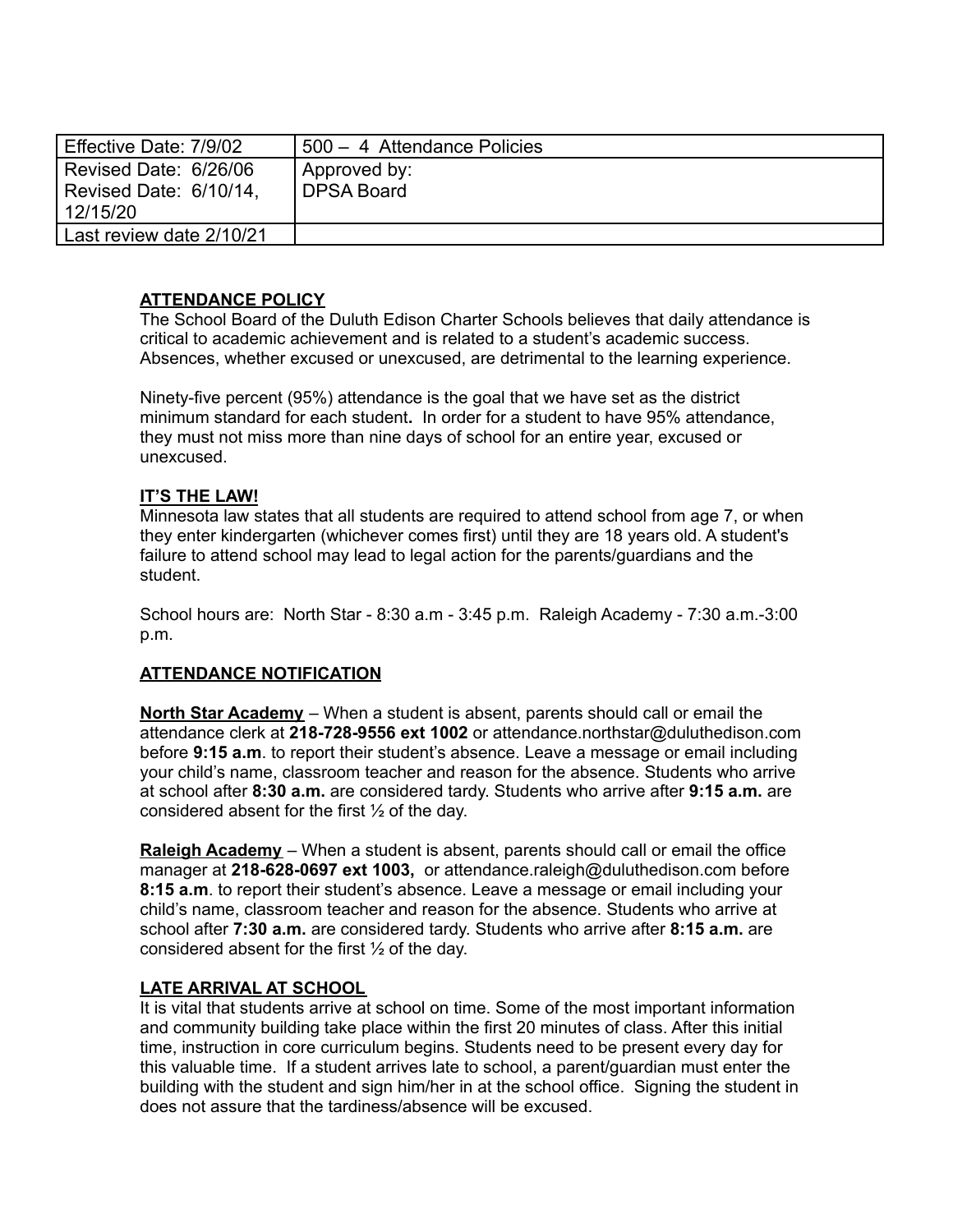| Effective Date: 7/9/02 | 500 – 4 Attendance Policies |
| --- | --- |
| Revised Date: 6/26/06<br>Revised Date: 6/10/14, 12/15/20 | Approved by:<br>DPSA Board |
| Last review date 2/10/21 | |

## ATTENDANCE POLICY

The School Board of the Duluth Edison Charter Schools believes that daily attendance is critical to academic achievement and is related to a student's academic success. Absences, whether excused or unexcused, are detrimental to the learning experience.

Ninety-five percent (95%) attendance is the goal that we have set as the district minimum standard for each student**.** In order for a student to have 95% attendance, they must not miss more than nine days of school for an entire year, excused or unexcused.

## IT'S THE LAW!

Minnesota law states that all students are required to attend school from age 7, or when they enter kindergarten (whichever comes first) until they are 18 years old. A student's failure to attend school may lead to legal action for the parents/guardians and the student.

School hours are: North Star - 8:30 a.m - 3:45 p.m. Raleigh Academy - 7:30 a.m.-3:00 p.m.

## ATTENDANCE NOTIFICATION

**North Star Academy** – When a student is absent, parents should call or email the attendance clerk at **218-728-9556 ext 1002** or attendance.northstar@duluthedison.com before **9:15 a.m**. to report their student's absence. Leave a message or email including your child's name, classroom teacher and reason for the absence. Students who arrive at school after **8:30 a.m.** are considered tardy. Students who arrive after **9:15 a.m.** are considered absent for the first ½ of the day.

**Raleigh Academy** – When a student is absent, parents should call or email the office manager at **218-628-0697 ext 1003,** or attendance.raleigh@duluthedison.com before **8:15 a.m**. to report their student's absence. Leave a message or email including your child's name, classroom teacher and reason for the absence. Students who arrive at school after **7:30 a.m.** are considered tardy. Students who arrive after **8:15 a.m.** are considered absent for the first ½ of the day.

## LATE ARRIVAL AT SCHOOL

It is vital that students arrive at school on time. Some of the most important information and community building take place within the first 20 minutes of class. After this initial time, instruction in core curriculum begins. Students need to be present every day for this valuable time. If a student arrives late to school, a parent/guardian must enter the building with the student and sign him/her in at the school office. Signing the student in does not assure that the tardiness/absence will be excused.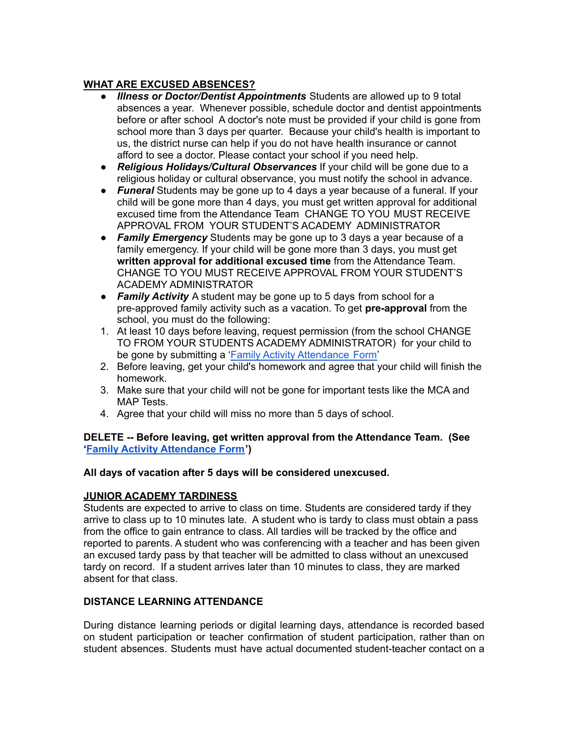**<u>WHAT ARE EXCUSED ABSENCES?</u>**

- ***Illness or Doctor/Dentist Appointments*** Students are allowed up to 9 total absences a year. Whenever possible, schedule doctor and dentist appointments before or after school A doctor's note must be provided if your child is gone from school more than 3 days per quarter. Because your child's health is important to us, the district nurse can help if you do not have health insurance or cannot afford to see a doctor. Please contact your school if you need help.
- ***Religious Holidays/Cultural Observances*** If your child will be gone due to a religious holiday or cultural observance, you must notify the school in advance.
- ***Funeral*** Students may be gone up to 4 days a year because of a funeral. If your child will be gone more than 4 days, you must get written approval for additional excused time from the Attendance Team CHANGE TO YOU MUST RECEIVE APPROVAL FROM YOUR STUDENT'S ACADEMY ADMINISTRATOR
- ***Family Emergency*** Students may be gone up to 3 days a year because of a family emergency. If your child will be gone more than 3 days, you must get **written approval for additional excused time** from the Attendance Team. CHANGE TO YOU MUST RECEIVE APPROVAL FROM YOUR STUDENT'S ACADEMY ADMINISTRATOR
- ***Family Activity*** A student may be gone up to 5 days from school for a pre-approved family activity such as a vacation. To get **pre-approval** from the school, you must do the following:

1. At least 10 days before leaving, request permission (from the school CHANGE TO FROM YOUR STUDENTS ACADEMY ADMINISTRATOR) for your child to be gone by submitting a '[Family Activity Attendance Form]'
2. Before leaving, get your child's homework and agree that your child will finish the homework.
3. Make sure that your child will not be gone for important tests like the MCA and MAP Tests.
4. Agree that your child will miss no more than 5 days of school.

**DELETE -- Before leaving, get written approval from the Attendance Team. (See '[Family Activity Attendance Form]')**

**All days of vacation after 5 days will be considered unexcused.**

**<u>JUNIOR ACADEMY TARDINESS</u>**

Students are expected to arrive to class on time. Students are considered tardy if they arrive to class up to 10 minutes late. A student who is tardy to class must obtain a pass from the office to gain entrance to class. All tardies will be tracked by the office and reported to parents. A student who was conferencing with a teacher and has been given an excused tardy pass by that teacher will be admitted to class without an unexcused tardy on record. If a student arrives later than 10 minutes to class, they are marked absent for that class.

**DISTANCE LEARNING ATTENDANCE**

During distance learning periods or digital learning days, attendance is recorded based on student participation or teacher confirmation of student participation, rather than on student absences. Students must have actual documented student-teacher contact on a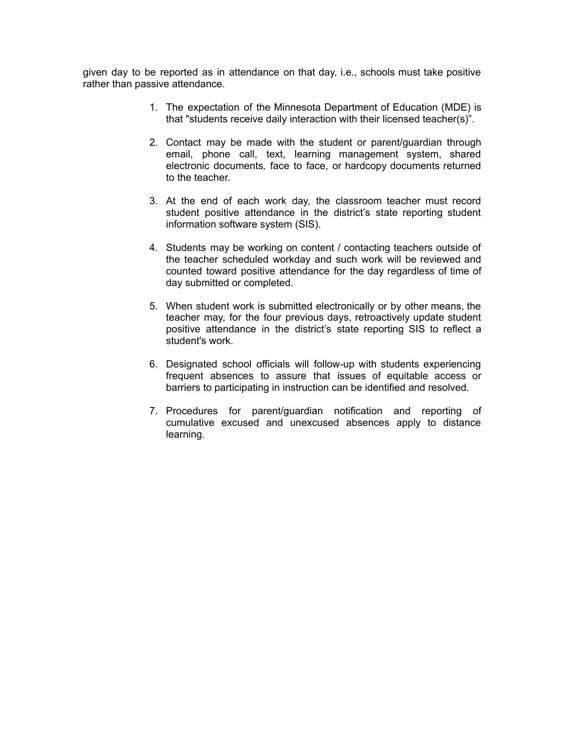given day to be reported as in attendance on that day, i.e., schools must take positive rather than passive attendance.

1. The expectation of the Minnesota Department of Education (MDE) is that "students receive daily interaction with their licensed teacher(s)".

2. Contact may be made with the student or parent/guardian through email, phone call, text, learning management system, shared electronic documents*,* face to face, or hardcopy documents returned to the teacher.

3. At the end of each work day, the classroom teacher must record student positive attendance in the district's state reporting student information software system (SIS).

4. Students may be working on content / contacting teachers outside of the teacher scheduled workday and such work will be reviewed and counted toward positive attendance for the day regardless of time of day submitted or completed.

5. When student work is submitted electronically or by other means, the teacher may, for the four previous days, retroactively update student positive attendance in the district's state reporting SIS to reflect a student's work.

6. Designated school officials will follow-up with students experiencing frequent absences to assure that issues of equitable access or barriers to participating in instruction can be identified and resolved.

7. Procedures for parent/guardian notification and reporting of cumulative excused and unexcused absences apply to distance learning.